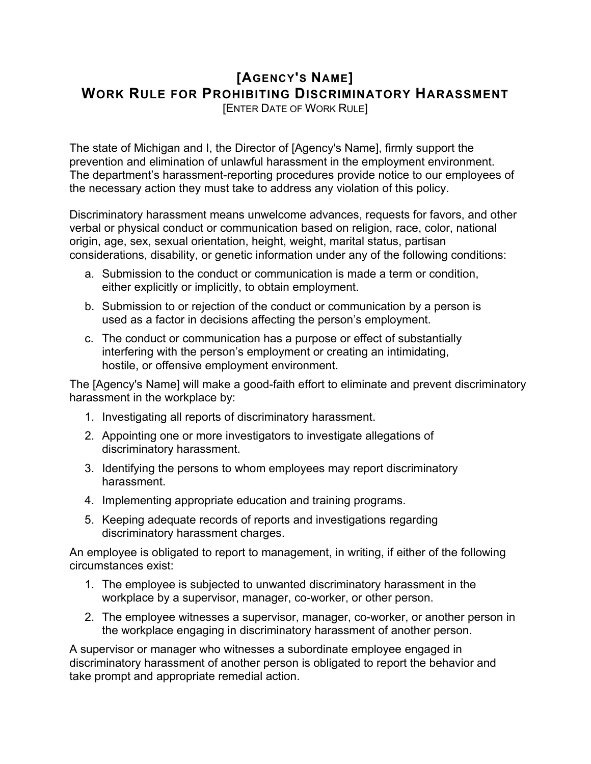# [Agency's Name]
# Work Rule for Prohibiting Discriminatory Harassment

[Enter Date of Work Rule]

The state of Michigan and I, the Director of [Agency's Name], firmly support the prevention and elimination of unlawful harassment in the employment environment. The department's harassment-reporting procedures provide notice to our employees of the necessary action they must take to address any violation of this policy.

Discriminatory harassment means unwelcome advances, requests for favors, and other verbal or physical conduct or communication based on religion, race, color, national origin, age, sex, sexual orientation, height, weight, marital status, partisan considerations, disability, or genetic information under any of the following conditions:

a. Submission to the conduct or communication is made a term or condition, either explicitly or implicitly, to obtain employment.

b. Submission to or rejection of the conduct or communication by a person is used as a factor in decisions affecting the person's employment.

c. The conduct or communication has a purpose or effect of substantially interfering with the person's employment or creating an intimidating, hostile, or offensive employment environment.

The [Agency's Name] will make a good-faith effort to eliminate and prevent discriminatory harassment in the workplace by:

1. Investigating all reports of discriminatory harassment.
2. Appointing one or more investigators to investigate allegations of discriminatory harassment.
3. Identifying the persons to whom employees may report discriminatory harassment.
4. Implementing appropriate education and training programs.
5. Keeping adequate records of reports and investigations regarding discriminatory harassment charges.

An employee is obligated to report to management, in writing, if either of the following circumstances exist:

1. The employee is subjected to unwanted discriminatory harassment in the workplace by a supervisor, manager, co-worker, or other person.
2. The employee witnesses a supervisor, manager, co-worker, or another person in the workplace engaging in discriminatory harassment of another person.

A supervisor or manager who witnesses a subordinate employee engaged in discriminatory harassment of another person is obligated to report the behavior and take prompt and appropriate remedial action.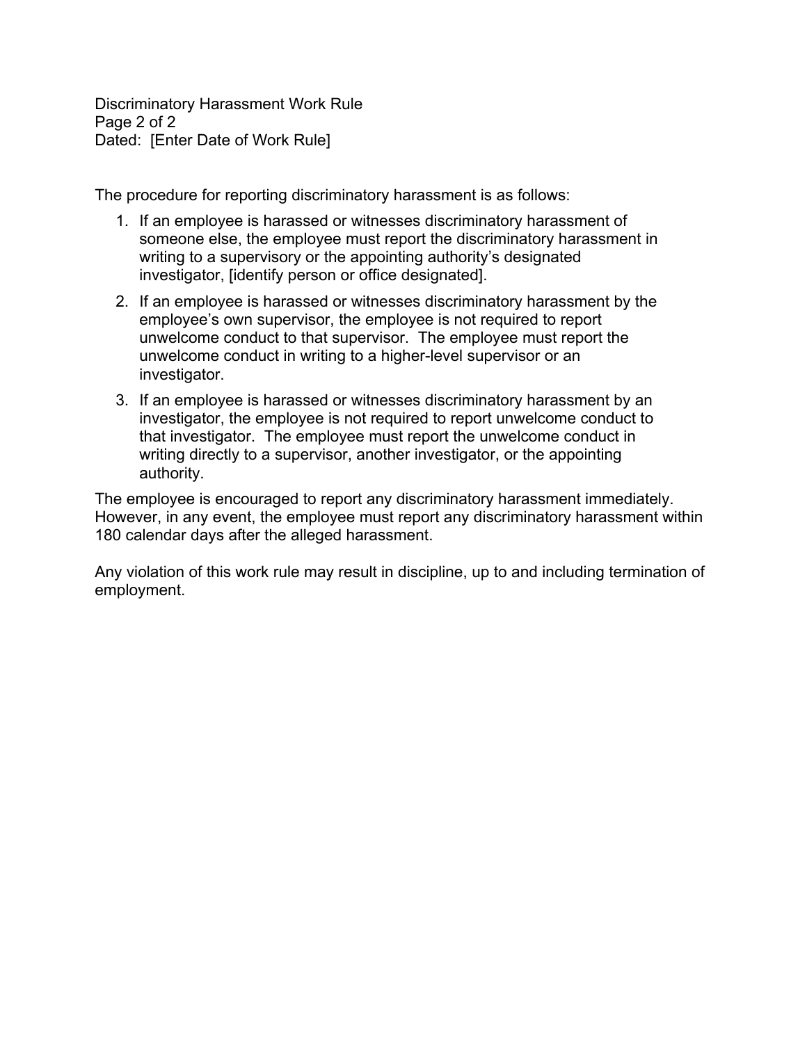The procedure for reporting discriminatory harassment is as follows:

1. If an employee is harassed or witnesses discriminatory harassment of someone else, the employee must report the discriminatory harassment in writing to a supervisory or the appointing authority's designated investigator, [identify person or office designated].
2. If an employee is harassed or witnesses discriminatory harassment by the employee's own supervisor, the employee is not required to report unwelcome conduct to that supervisor. The employee must report the unwelcome conduct in writing to a higher-level supervisor or an investigator.
3. If an employee is harassed or witnesses discriminatory harassment by an investigator, the employee is not required to report unwelcome conduct to that investigator. The employee must report the unwelcome conduct in writing directly to a supervisor, another investigator, or the appointing authority.

The employee is encouraged to report any discriminatory harassment immediately. However, in any event, the employee must report any discriminatory harassment within 180 calendar days after the alleged harassment.

Any violation of this work rule may result in discipline, up to and including termination of employment.